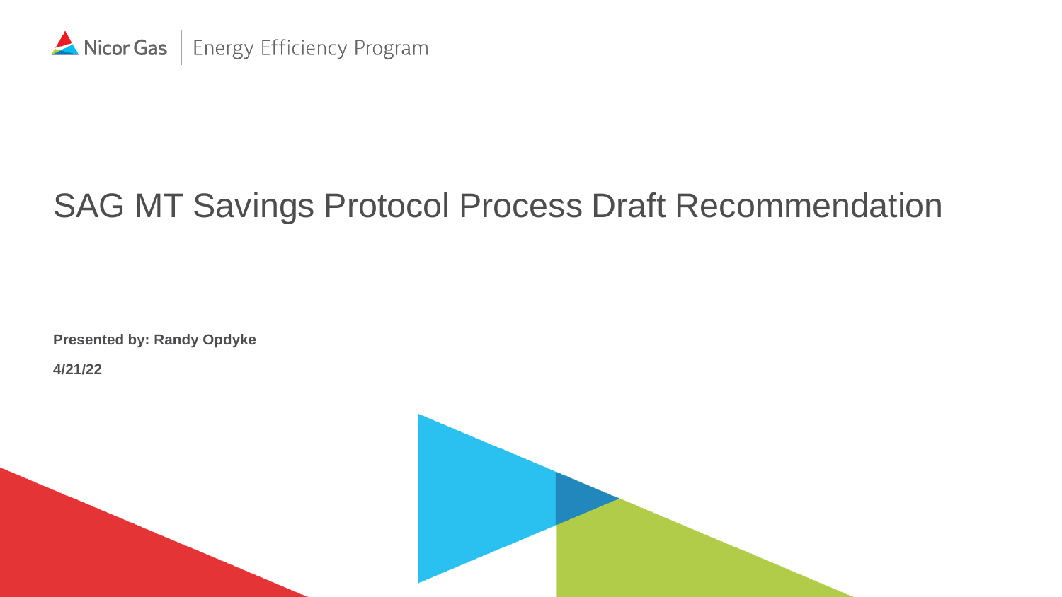Nicor Gas | Energy Efficiency Program

# SAG MT Savings Protocol Process Draft Recommendation

**Presented by: Randy Opdyke**

**4/21/22**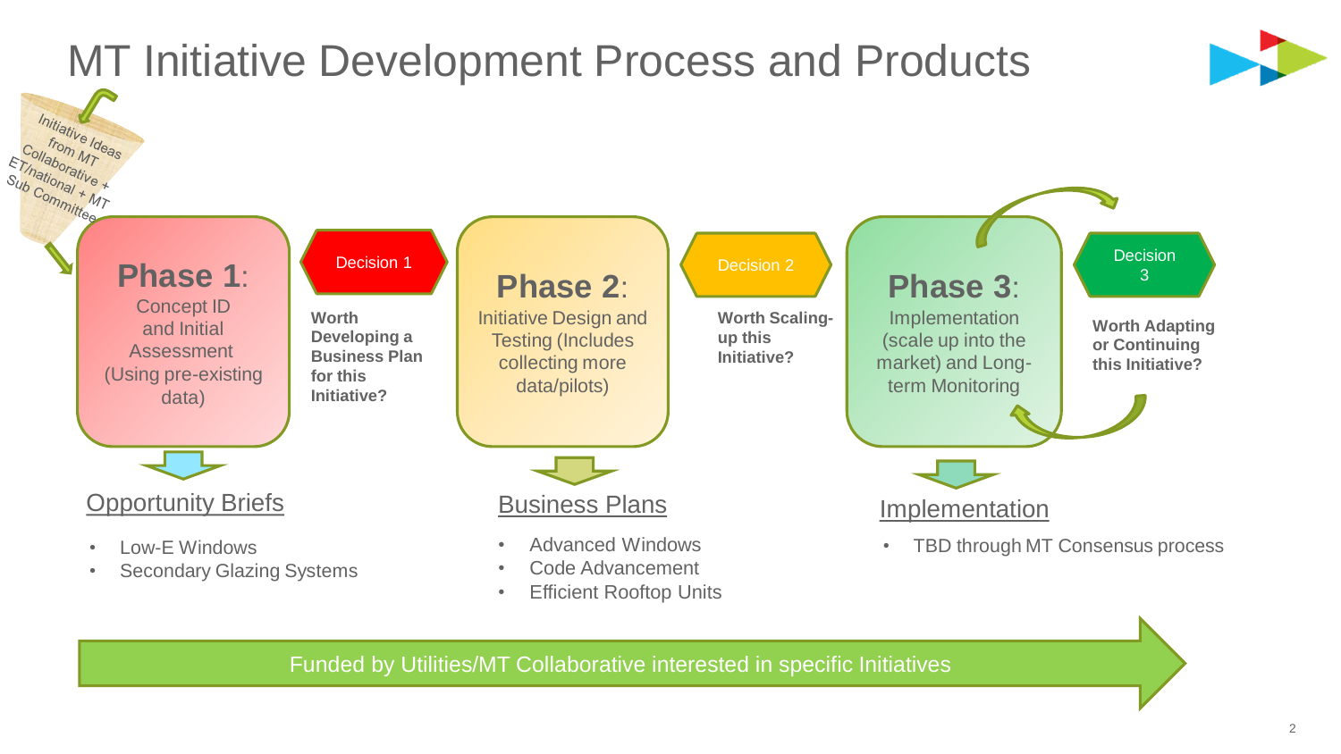# MT Initiative Development Process and Products

Initiative Ideas from MT Collaborative ET/national + MT Sub Committee

**Phase 1**: Concept ID and Initial Assessment (Using pre-existing data)

Decision 1

**Worth Developing a Business Plan for this Initiative?**

**Phase 2**: Initiative Design and Testing (Includes collecting more data/pilots)

Decision 2

**Worth Scaling-up this Initiative?**

**Phase 3**: Implementation (scale up into the market) and Long-term Monitoring

Decision 3

**Worth Adapting or Continuing this Initiative?**

## Opportunity Briefs

- Low-E Windows
- Secondary Glazing Systems

## Business Plans

- Advanced Windows
- Code Advancement
- Efficient Rooftop Units

## Implementation

- TBD through MT Consensus process

Funded by Utilities/MT Collaborative interested in specific Initiatives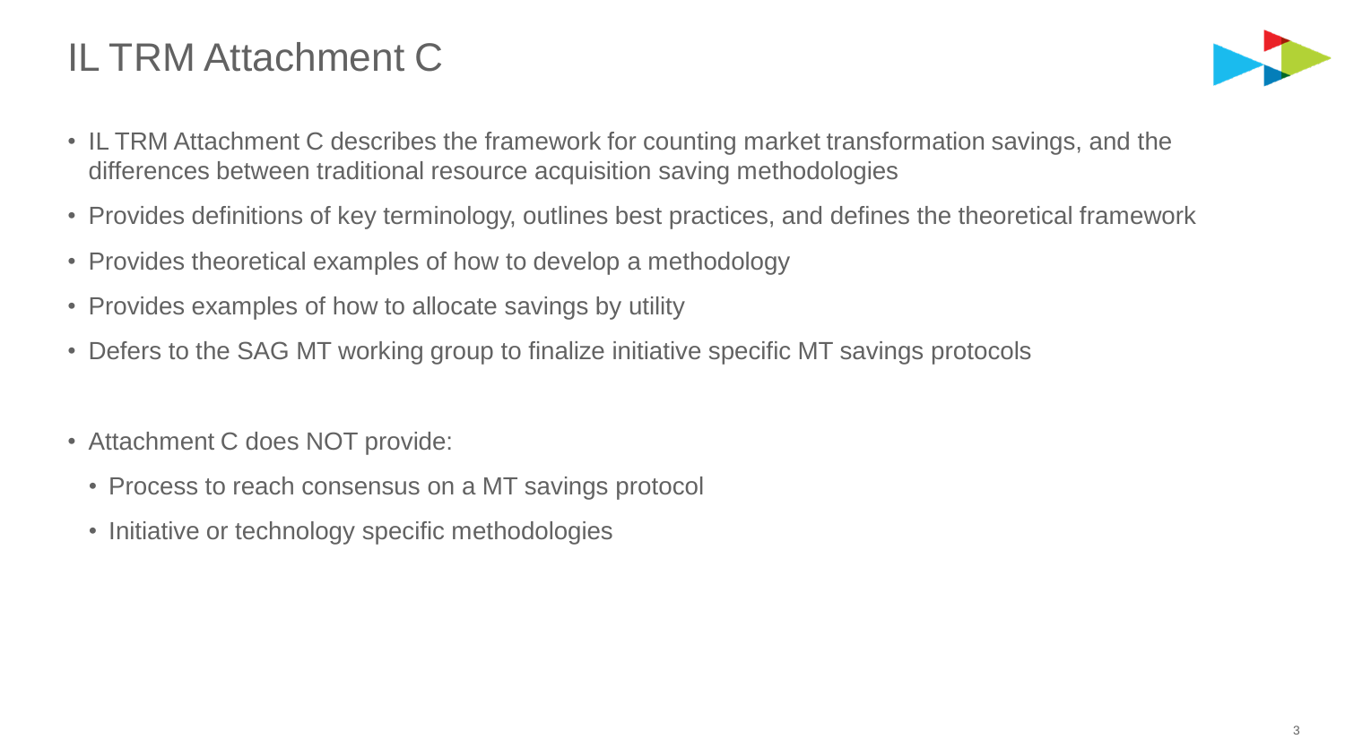# IL TRM Attachment C

- IL TRM Attachment C describes the framework for counting market transformation savings, and the differences between traditional resource acquisition saving methodologies
- Provides definitions of key terminology, outlines best practices, and defines the theoretical framework
- Provides theoretical examples of how to develop a methodology
- Provides examples of how to allocate savings by utility
- Defers to the SAG MT working group to finalize initiative specific MT savings protocols

- Attachment C does NOT provide:
  - Process to reach consensus on a MT savings protocol
  - Initiative or technology specific methodologies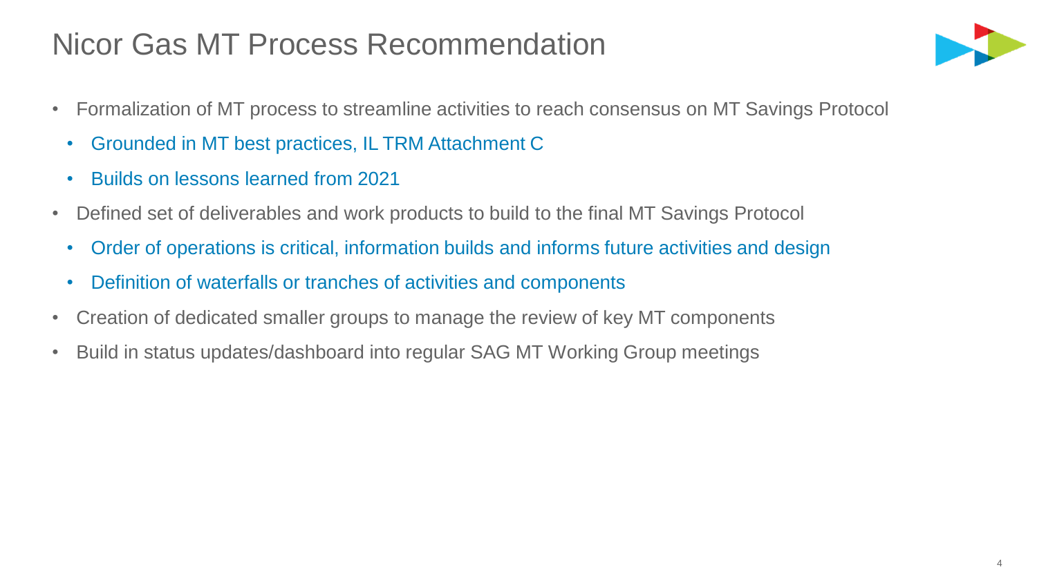# Nicor Gas MT Process Recommendation

- Formalization of MT process to streamline activities to reach consensus on MT Savings Protocol
  - Grounded in MT best practices, IL TRM Attachment C
  - Builds on lessons learned from 2021
- Defined set of deliverables and work products to build to the final MT Savings Protocol
  - Order of operations is critical, information builds and informs future activities and design
  - Definition of waterfalls or tranches of activities and components
- Creation of dedicated smaller groups to manage the review of key MT components
- Build in status updates/dashboard into regular SAG MT Working Group meetings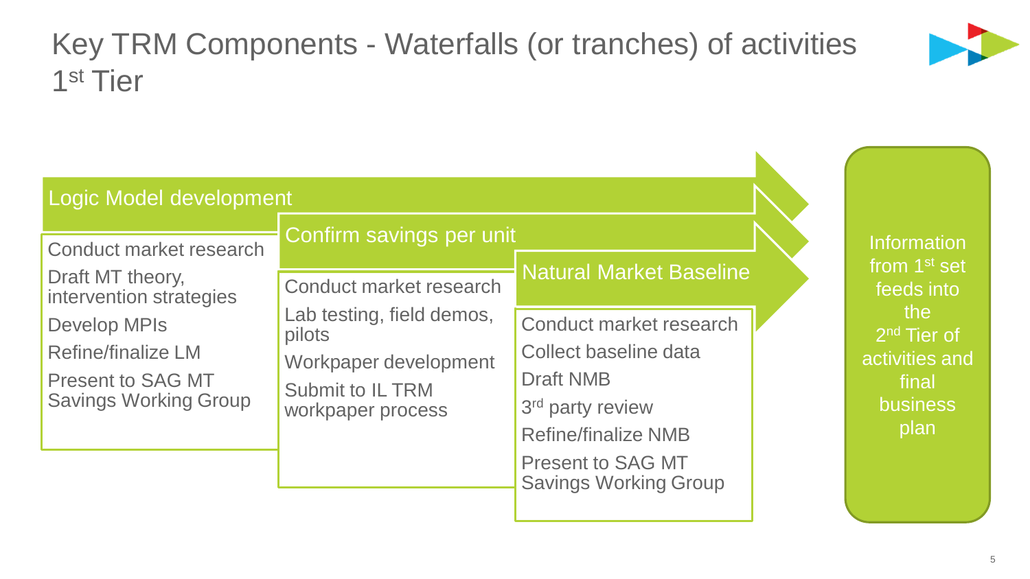# Key TRM Components - Waterfalls (or tranches) of activities 1st Tier

## Logic Model development

- Conduct market research
- Draft MT theory, intervention strategies
- Develop MPIs
- Refine/finalize LM
- Present to SAG MT Savings Working Group

## Confirm savings per unit

- Conduct market research
- Lab testing, field demos, pilots
- Workpaper development
- Submit to IL TRM workpaper process

## Natural Market Baseline

- Conduct market research
- Collect baseline data
- Draft NMB
- 3rd party review
- Refine/finalize NMB
- Present to SAG MT Savings Working Group

Information from 1st set feeds into the 2nd Tier of activities and final business plan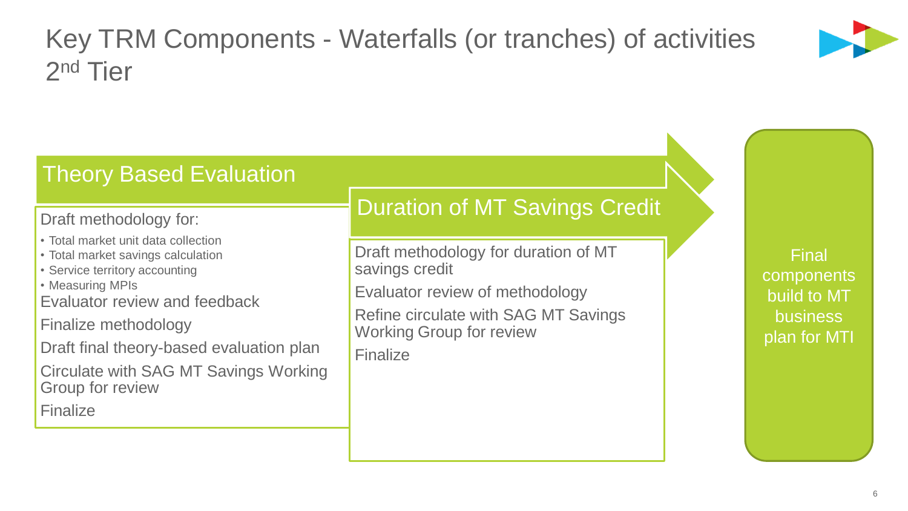# Key TRM Components - Waterfalls (or tranches) of activities 2nd Tier

## Theory Based Evaluation

Draft methodology for:

- Total market unit data collection
- Total market savings calculation
- Service territory accounting
- Measuring MPIs

Evaluator review and feedback

Finalize methodology

Draft final theory-based evaluation plan

Circulate with SAG MT Savings Working Group for review

Finalize

## Duration of MT Savings Credit

Draft methodology for duration of MT savings credit

Evaluator review of methodology

Refine circulate with SAG MT Savings Working Group for review

Finalize

**Final components build to MT business plan for MTI**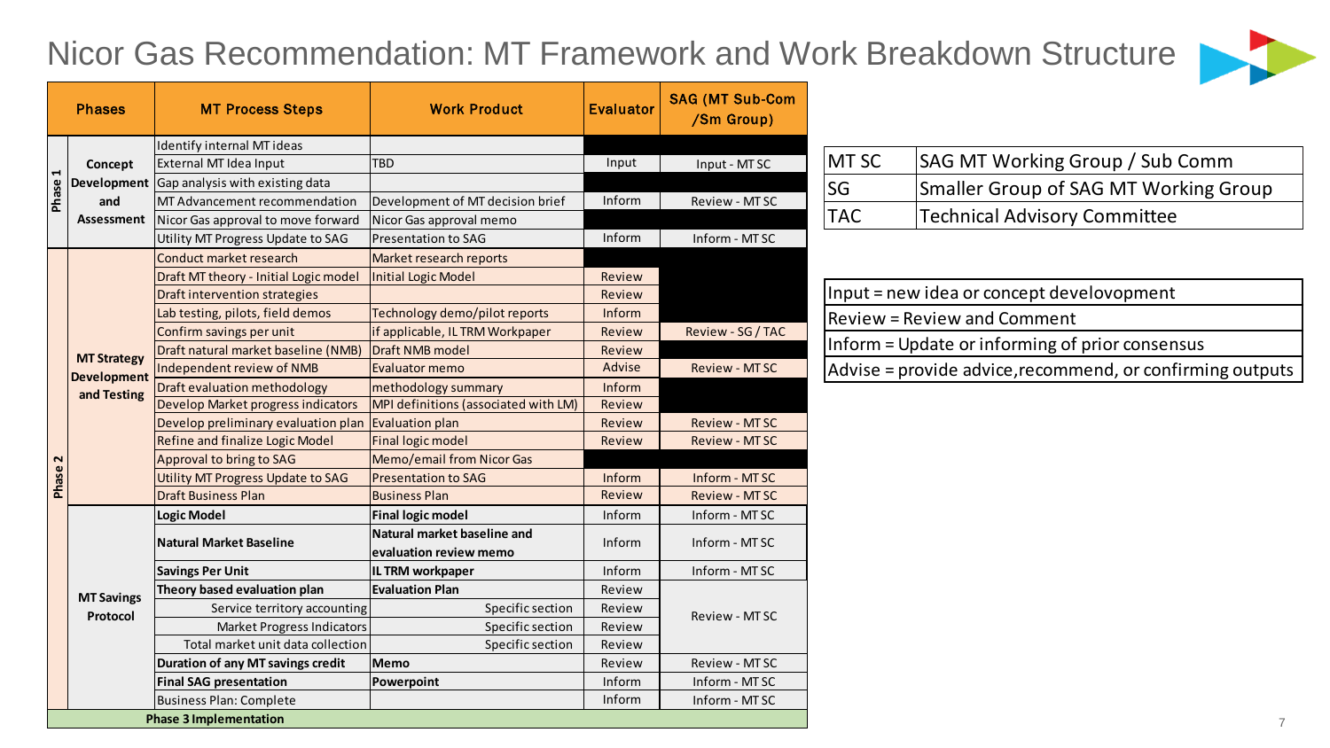# Nicor Gas Recommendation: MT Framework and Work Breakdown Structure

| Phases | | MT Process Steps | Work Product | Evaluator | SAG (MT Sub-Com /Sm Group) |
|---|---|---|---|---|---|
| Phase 1 | Concept Development and Assessment | Identify internal MT ideas | | | |
| | | External MT Idea Input | TBD | Input | Input - MT SC |
| | | Gap analysis with existing data | | | |
| | | MT Advancement recommendation | Development of MT decision brief | Inform | Review - MT SC |
| | | Nicor Gas approval to move forward | Nicor Gas approval memo | | |
| | | Utility MT Progress Update to SAG | Presentation to SAG | Inform | Inform - MT SC |
| Phase 2 | MT Strategy Development and Testing | Conduct market research | Market research reports | | |
| | | Draft MT theory - Initial Logic Model | Initial Logic Model | Review | |
| | | Draft intervention strategies | | Review | |
| | | Lab testing, pilots, field demos | Technology demo/pilot reports | Inform | |
| | | Confirm savings per unit | if applicable, IL TRM Workpaper | Review | Review - SG / TAC |
| | | Draft natural market baseline (NMB) | Draft NMB model | Review | |
| | | Independent review of NMB | Evaluator memo | Advise | Review - MT SC |
| | | Draft evaluation methodology | methodology summary | Inform | |
| | | Develop Market progress indicators | MPI definitions (associated with LM) | Review | |
| | | Develop preliminary evaluation plan | Evaluation plan | Review | Review - MT SC |
| | | Refine and finalize Logic Model | Final logic model | Review | Review - MT SC |
| | | Approval to bring to SAG | Memo/email from Nicor Gas | | |
| | | Utility MT Progress Update to SAG | Presentation to SAG | Inform | Inform - MT SC |
| | | Draft Business Plan | Business Plan | Review | Review - MT SC |
| | MT Savings Protocol | **Logic Model** | **Final logic model** | Inform | Inform - MT SC |
| | | **Natural Market Baseline** | **Natural market baseline and evaluation review memo** | Inform | Inform - MT SC |
| | | **Savings Per Unit** | **IL TRM workpaper** | Inform | Inform - MT SC |
| | | **Theory based evaluation plan** | **Evaluation Plan** | Review | Review - MT SC |
| | | Service territory accounting | Specific section | Review | |
| | | Market Progress Indicators | Specific section | Review | |
| | | Total market unit data collection | Specific section | Review | |
| | | **Duration of any MT savings credit** | **Memo** | Review | Review - MT SC |
| | | **Final SAG presentation** | **Powerpoint** | Inform | Inform - MT SC |
| | | Business Plan: Complete | | Inform | Inform - MT SC |
| **Phase 3 Implementation** | | | | | |

| | |
|---|---|
| MT SC | SAG MT Working Group / Sub Comm |
| SG | Smaller Group of SAG MT Working Group |
| TAC | Technical Advisory Committee |

| |
|---|
| Input = new idea or concept develovopment |
| Review = Review and Comment |
| Inform = Update or informing of prior consensus |
| Advise = provide advice,recommend, or confirming outputs |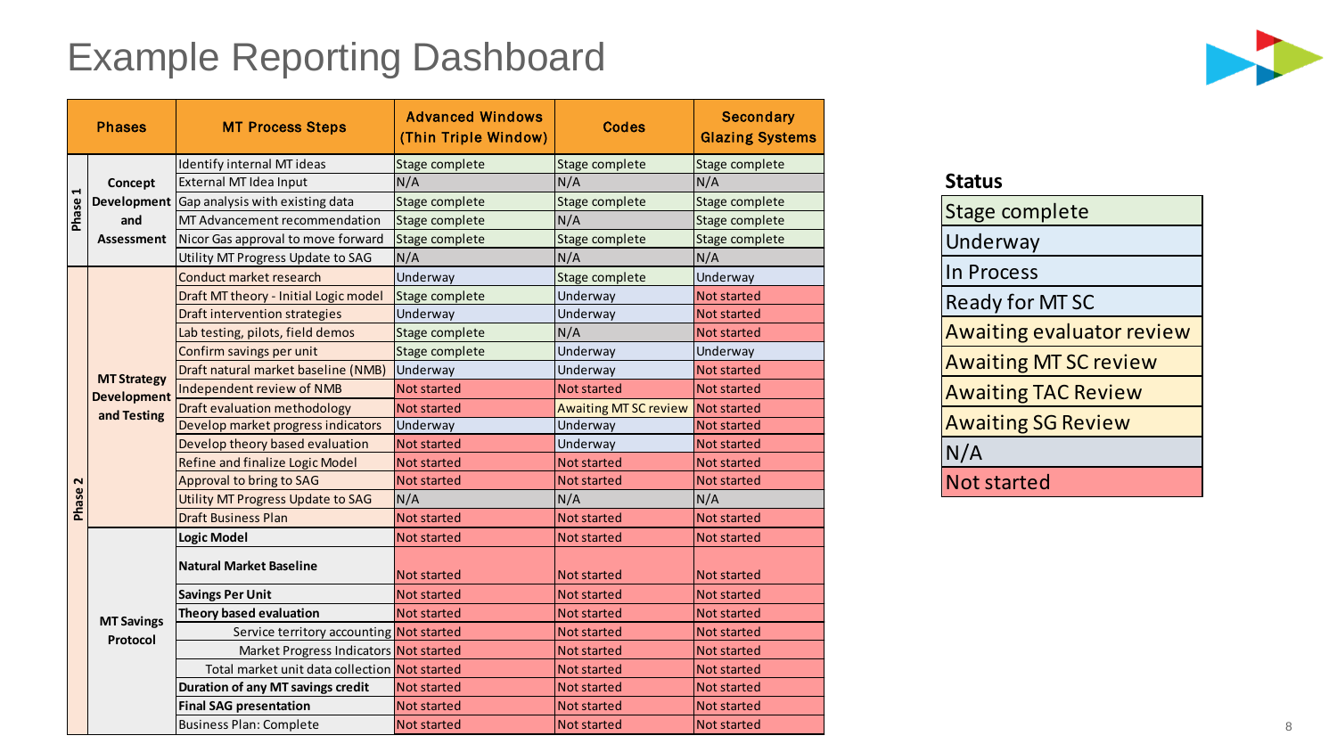# Example Reporting Dashboard

| Phases | | MT Process Steps | Advanced Windows (Thin Triple Window) | Codes | Secondary Glazing Systems |
|---|---|---|---|---|---|
| Phase 1 | Concept Development and Assessment | Identify internal MT ideas | Stage complete | Stage complete | Stage complete |
| | | External MT Idea Input | N/A | N/A | N/A |
| | | Gap analysis with existing data | Stage complete | Stage complete | Stage complete |
| | | MT Advancement recommendation | Stage complete | N/A | Stage complete |
| | | Nicor Gas approval to move forward | Stage complete | Stage complete | Stage complete |
| | | Utility MT Progress Update to SAG | N/A | N/A | N/A |
| Phase 2 | MT Strategy Development and Testing | Conduct market research | Underway | Stage complete | Underway |
| | | Draft MT theory - Initial Logic model | Stage complete | Underway | Not started |
| | | Draft intervention strategies | Underway | Underway | Not started |
| | | Lab testing, pilots, field demos | Stage complete | N/A | Not started |
| | | Confirm savings per unit | Stage complete | Underway | Underway |
| | | Draft natural market baseline (NMB) | Underway | Underway | Not started |
| | | Independent review of NMB | Not started | Not started | Not started |
| | | Draft evaluation methodology | Not started | Awaiting MT SC review | Not started |
| | | Develop market progress indicators | Underway | Underway | Not started |
| | | Develop theory based evaluation | Not started | Underway | Not started |
| | | Refine and finalize Logic Model | Not started | Not started | Not started |
| | | Approval to bring to SAG | Not started | Not started | Not started |
| | | Utility MT Progress Update to SAG | N/A | N/A | N/A |
| | | Draft Business Plan | Not started | Not started | Not started |
| | MT Savings Protocol | **Logic Model** | Not started | Not started | Not started |
| | | **Natural Market Baseline** | Not started | Not started | Not started |
| | | **Savings Per Unit** | Not started | Not started | Not started |
| | | **Theory based evaluation** | Not started | Not started | Not started |
| | | Service territory accounting | Not started | Not started | Not started |
| | | Market Progress Indicators | Not started | Not started | Not started |
| | | Total market unit data collection | Not started | Not started | Not started |
| | | **Duration of any MT savings credit** | Not started | Not started | Not started |
| | | **Final SAG presentation** | Not started | Not started | Not started |
| | | Business Plan: Complete | Not started | Not started | Not started |

| **Status** |
|---|
| Stage complete |
| Underway |
| In Process |
| Ready for MT SC |
| Awaiting evaluator review |
| Awaiting MT SC review |
| Awaiting TAC Review |
| Awaiting SG Review |
| N/A |
| Not started |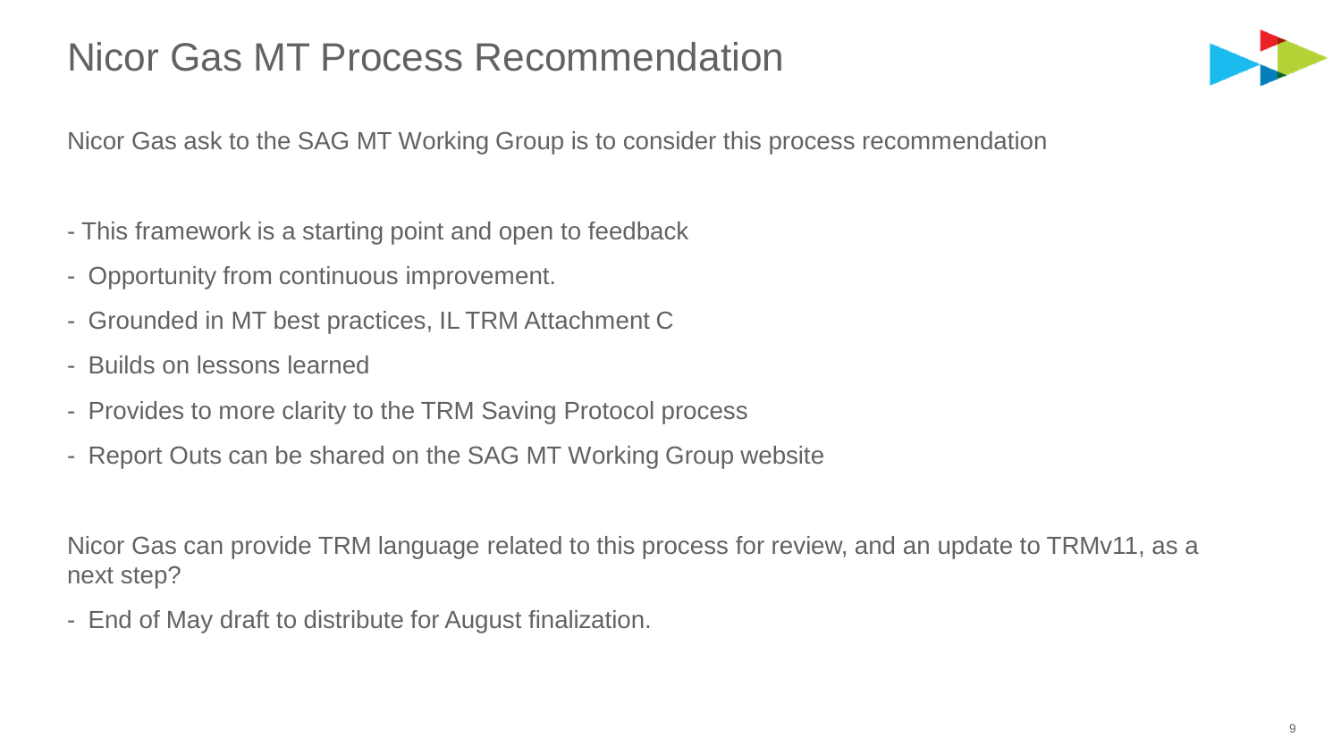# Nicor Gas MT Process Recommendation

Nicor Gas ask to the SAG MT Working Group is to consider this process recommendation

- This framework is a starting point and open to feedback
- Opportunity from continuous improvement.
- Grounded in MT best practices, IL TRM Attachment C
- Builds on lessons learned
- Provides to more clarity to the TRM Saving Protocol process
- Report Outs can be shared on the SAG MT Working Group website

Nicor Gas can provide TRM language related to this process for review, and an update to TRMv11, as a next step?

- End of May draft to distribute for August finalization.